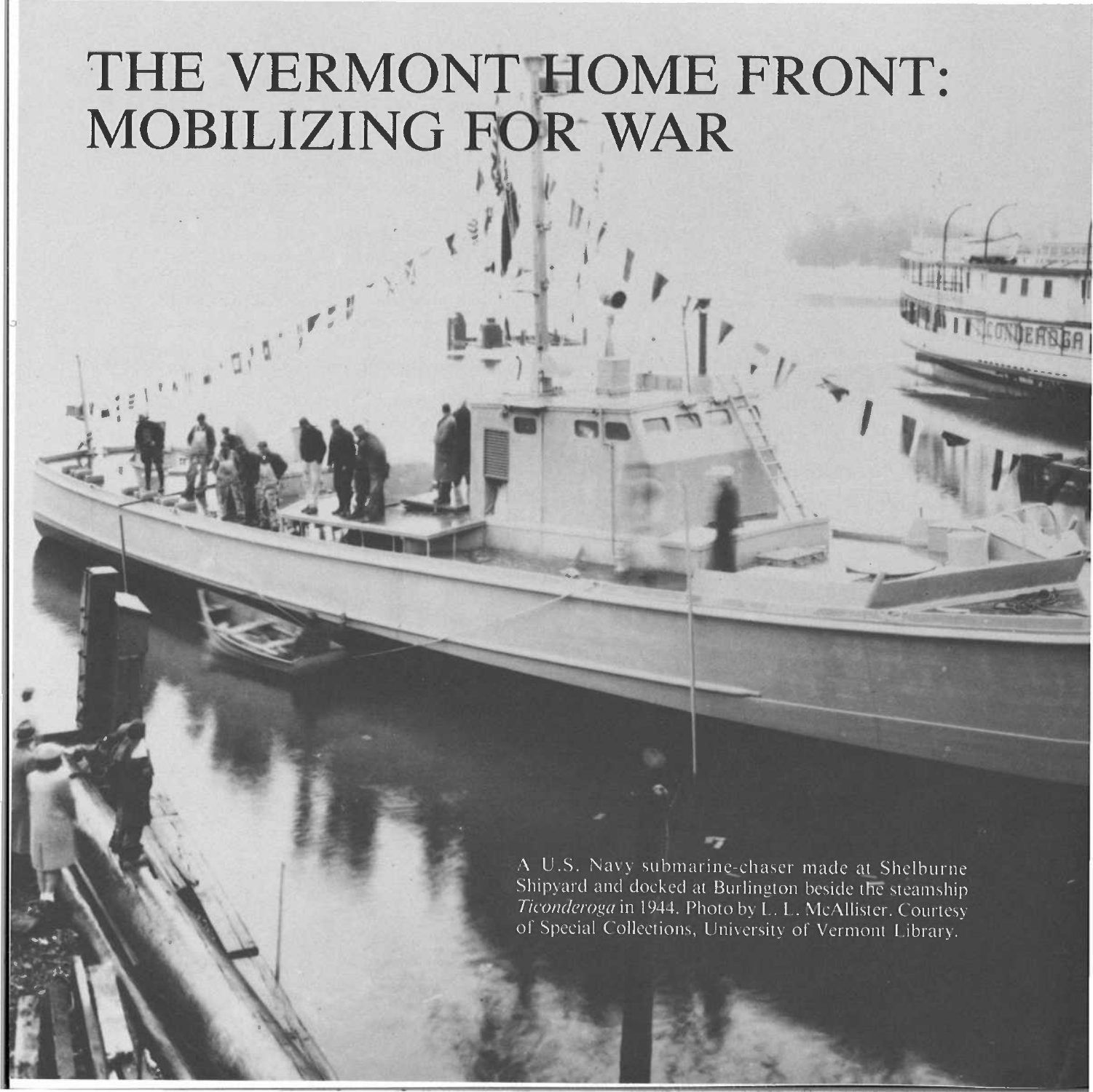# THE VERMONT HOME FRONT: MOBILIZING FOR WAR

A U.S. Navy submarine-chaser made at Shelburne Shipyard and docked at Burlington beside the steamship *Ticonderoga* in 1944. Photo by L. L. McAllister. Courtesy of Special Collections, University of Vermont Library.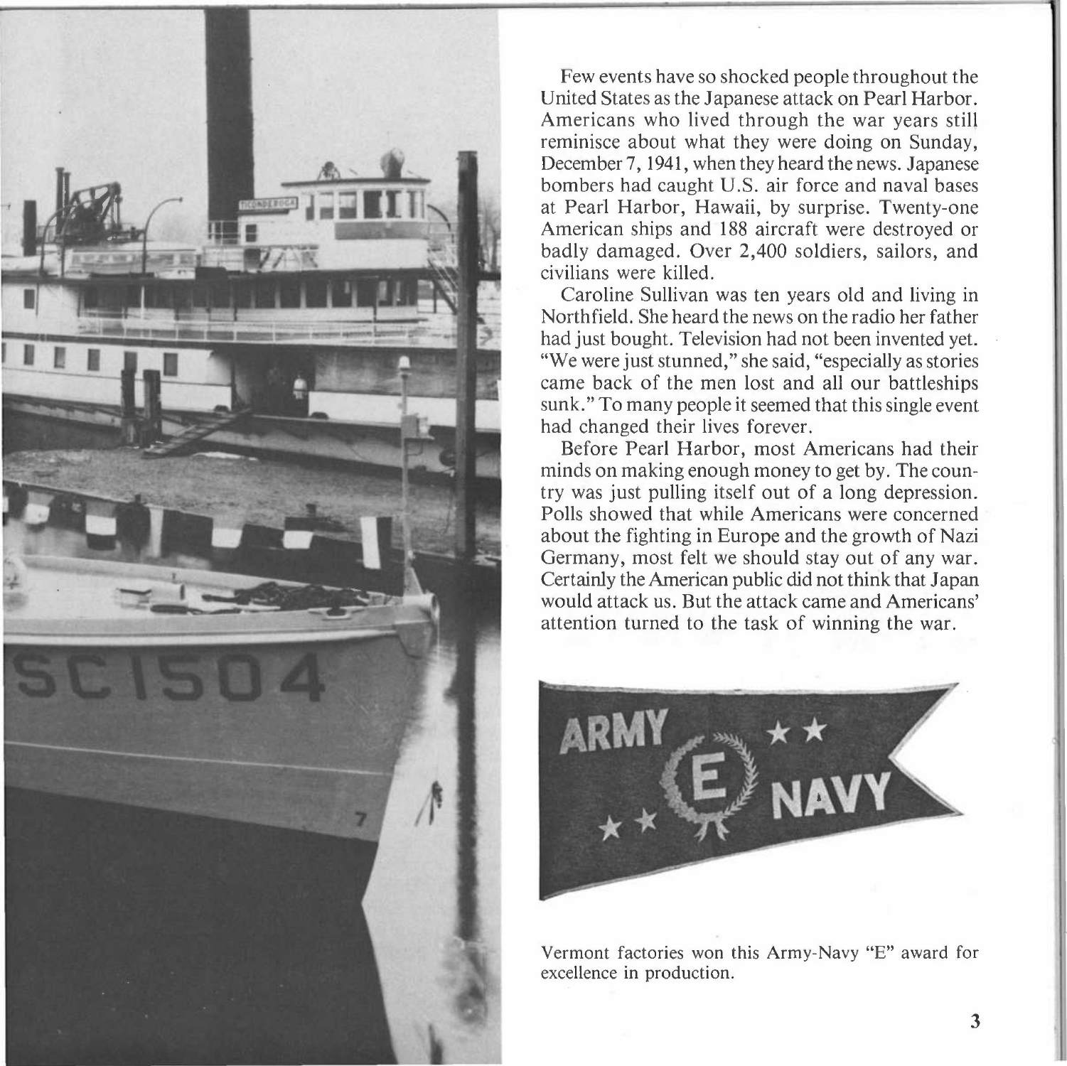Few events have so shocked people throughout the United States as the Japanese attack on Pearl Harbor. Americans who lived through the war years still reminisce about what they were doing on Sunday, December 7, 1941, when they heard the news. Japanese bombers had caught U.S. air force and naval bases at Pearl Harbor, Hawaii, by surprise. Twenty-one American ships and 188 aircraft were destroyed or badly damaged. Over 2,400 soldiers, sailors, and civilians were killed.

Caroline Sullivan was ten years old and living in Northfield. She heard the news on the radio her father had just bought. Television had not been invented yet. "We were just stunned," she said, "especially as stories came back of the men lost and all our battleships sunk." To many people it seemed that this single event had changed their lives forever.

Before Pearl Harbor, most Americans had their minds on making enough money to get by. The country was just pulling itself out of a long depression. Polls showed that while Americans were concerned about the fighting in Europe and the growth of Nazi Germany, most felt we should stay out of any war. Certainly the American public did not think that Japan would attack us. But the attack came and Americans' attention turned to the task of winning the war.

Vermont factories won this Army-Navy "E" award for excellence in production.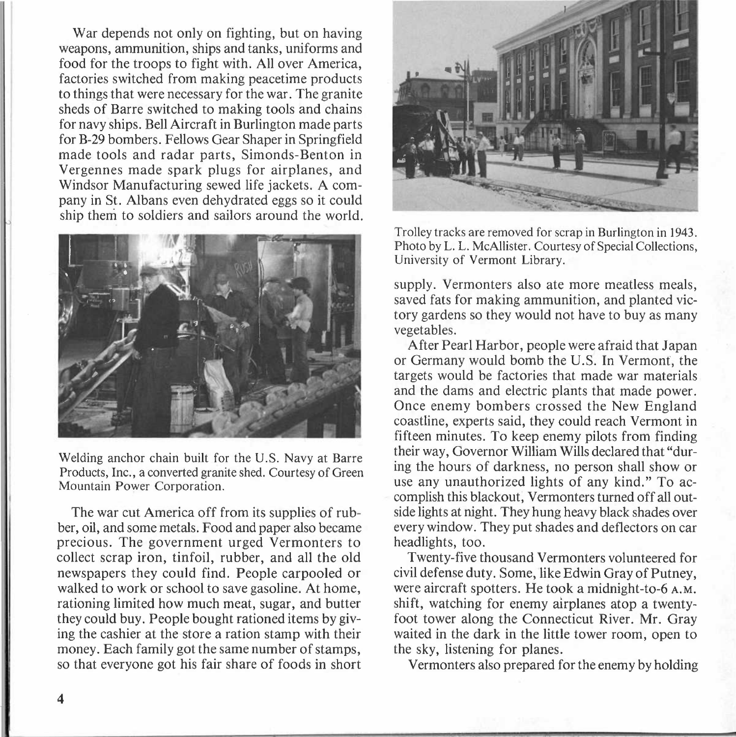War depends not only on fighting, but on having weapons, ammunition, ships and tanks, uniforms and food for the troops to fight with. All over America, factories switched from making peacetime products to things that were necessary for the war. The granite sheds of Barre switched to making tools and chains for navy ships. Bell Aircraft in Burlington made parts for B-29 bombers. Fellows Gear Shaper in Springfield made tools and radar parts, Simonds-Benton in Vergennes made spark plugs for airplanes, and Windsor Manufacturing sewed life jackets. A company in St. Albans even dehydrated eggs so it could ship them to soldiers and sailors around the world.

Welding anchor chain built for the U.S. Navy at Barre Products, Inc., a converted granite shed. Courtesy of Green Mountain Power Corporation.

The war cut America off from its supplies of rubber, oil, and some metals. Food and paper also became precious. The government urged Vermonters to collect scrap iron, tinfoil, rubber, and all the old newspapers they could find. People carpooled or walked to work or school to save gasoline. At home, rationing limited how much meat, sugar, and butter they could buy. People bought rationed items by giving the cashier at the store a ration stamp with their money. Each family got the same number of stamps, so that everyone got his fair share of foods in short supply. Vermonters also ate more meatless meals, saved fats for making ammunition, and planted victory gardens so they would not have to buy as many vegetables.

Trolley tracks are removed for scrap in Burlington in 1943. Photo by L. L. McAllister. Courtesy of Special Collections, University of Vermont Library.

After Pearl Harbor, people were afraid that Japan or Germany would bomb the U.S. In Vermont, the targets would be factories that made war materials and the dams and electric plants that made power. Once enemy bombers crossed the New England coastline, experts said, they could reach Vermont in fifteen minutes. To keep enemy pilots from finding their way, Governor William Wills declared that "during the hours of darkness, no person shall show or use any unauthorized lights of any kind." To accomplish this blackout, Vermonters turned off all outside lights at night. They hung heavy black shades over every window. They put shades and deflectors on car headlights, too.

Twenty-five thousand Vermonters volunteered for civil defense duty. Some, like Edwin Gray of Putney, were aircraft spotters. He took a midnight-to-6 A.M. shift, watching for enemy airplanes atop a twenty-foot tower along the Connecticut River. Mr. Gray waited in the dark in the little tower room, open to the sky, listening for planes.

Vermonters also prepared for the enemy by holding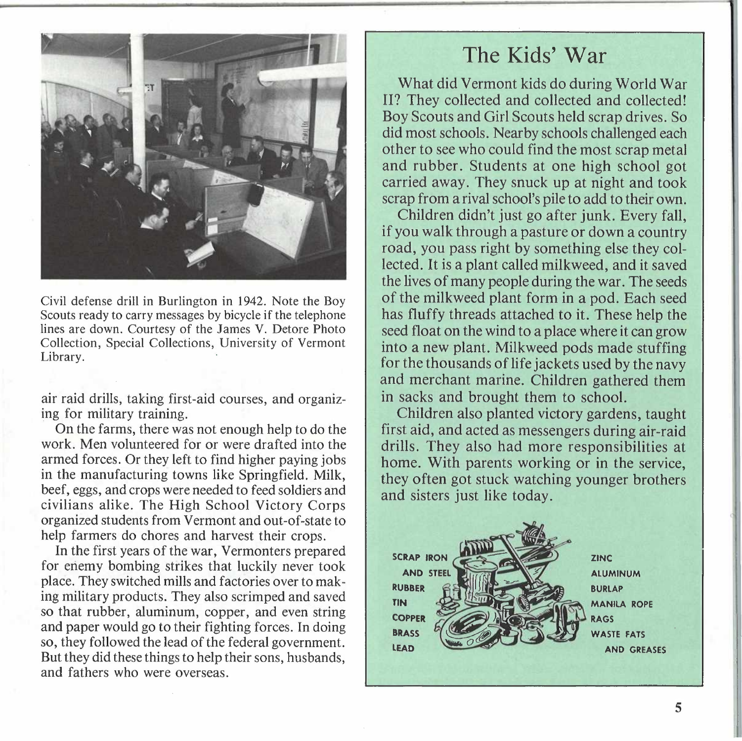Civil defense drill in Burlington in 1942. Note the Boy Scouts ready to carry messages by bicycle if the telephone lines are down. Courtesy of the James V. Detore Photo Collection, Special Collections, University of Vermont Library.

air raid drills, taking first-aid courses, and organizing for military training.

On the farms, there was not enough help to do the work. Men volunteered for or were drafted into the armed forces. Or they left to find higher paying jobs in the manufacturing towns like Springfield. Milk, beef, eggs, and crops were needed to feed soldiers and civilians alike. The High School Victory Corps organized students from Vermont and out-of-state to help farmers do chores and harvest their crops.

In the first years of the war, Vermonters prepared for enemy bombing strikes that luckily never took place. They switched mills and factories over to making military products. They also scrimped and saved so that rubber, aluminum, copper, and even string and paper would go to their fighting forces. In doing so, they followed the lead of the federal government. But they did these things to help their sons, husbands, and fathers who were overseas.

## The Kids' War

What did Vermont kids do during World War II? They collected and collected and collected! Boy Scouts and Girl Scouts held scrap drives. So did most schools. Nearby schools challenged each other to see who could find the most scrap metal and rubber. Students at one high school got carried away. They snuck up at night and took scrap from a rival school's pile to add to their own.

Children didn't just go after junk. Every fall, if you walk through a pasture or down a country road, you pass right by something else they collected. It is a plant called milkweed, and it saved the lives of many people during the war. The seeds of the milkweed plant form in a pod. Each seed has fluffy threads attached to it. These help the seed float on the wind to a place where it can grow into a new plant. Milkweed pods made stuffing for the thousands of life jackets used by the navy and merchant marine. Children gathered them in sacks and brought them to school.

Children also planted victory gardens, taught first aid, and acted as messengers during air-raid drills. They also had more responsibilities at home. With parents working or in the service, they often got stuck watching younger brothers and sisters just like today.

SCRAP IRON AND STEEL
RUBBER
TIN
COPPER
BRASS
LEAD
ZINC
ALUMINUM
BURLAP
MANILA ROPE
RAGS
WASTE FATS AND GREASES